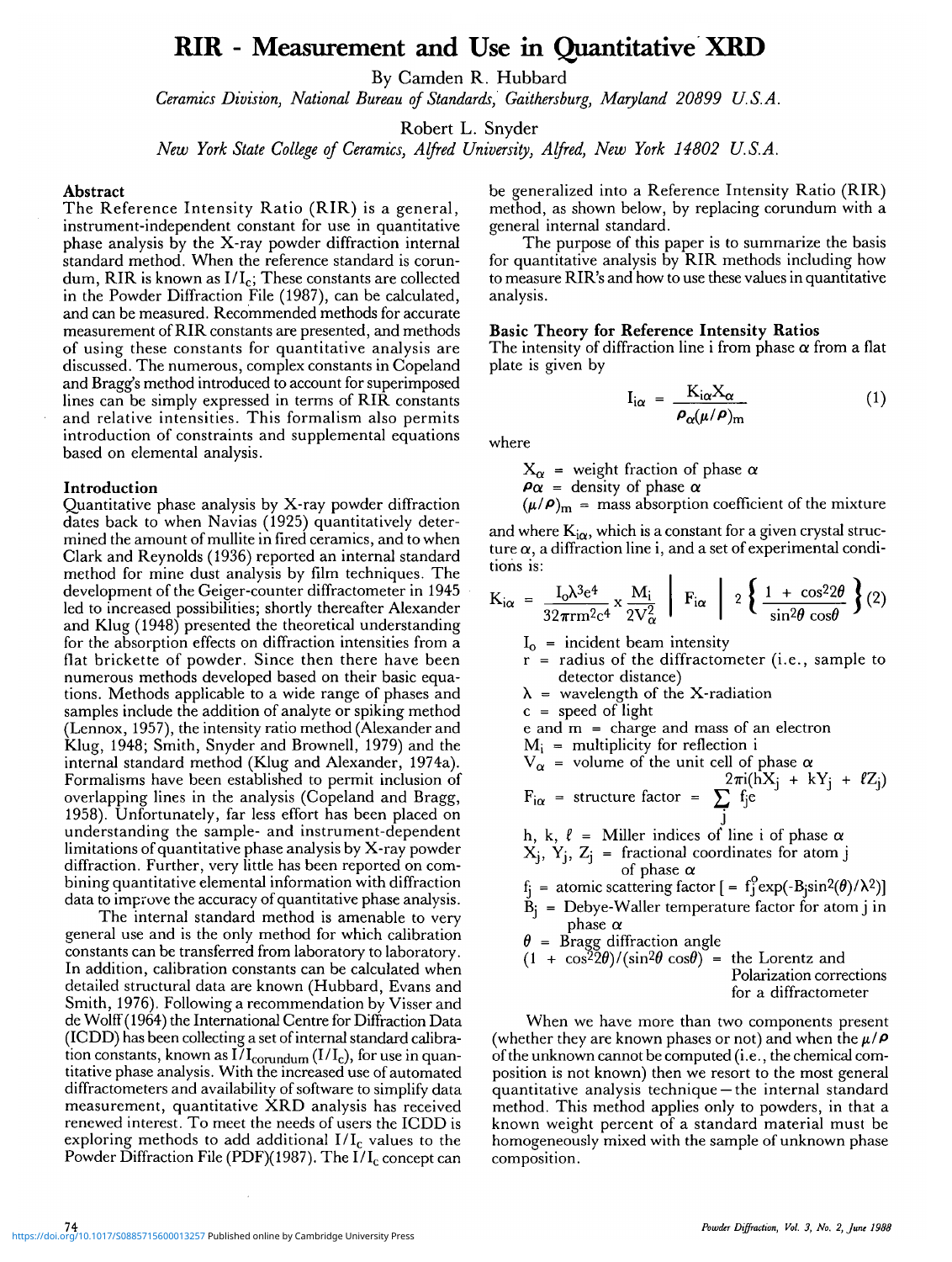# RIR - Measurement and Use in Quantitative XRD

By Camden R. Hubbard

*Ceramics Division, National Bureau of Standards, Gaithersburg, Maryland 20899 U.S.A.*

Robert L. Snyder

*New York State College of Ceramics, Alfred University, Alfred, New York 14802 U.S.A.*

### Abstract

The Reference Intensity Ratio (RIR) is a general, instrument-independent constant for use in quantitative phase analysis by the X-ray powder diffraction internal standard method. When the reference standard is corundum, RIR is known as $I/I_c$; These constants are collected in the Powder Diffraction File (1987), can be calculated, and can be measured. Recommended methods for accurate measurement of RIR constants are presented, and methods of using these constants for quantitative analysis are discussed. The numerous, complex constants in Copeland and Bragg's method introduced to account for superimposed lines can be simply expressed in terms of RIR constants and relative intensities. This formalism also permits introduction of constraints and supplemental equations based on elemental analysis.

### Introduction

Quantitative phase analysis by X-ray powder diffraction dates back to when Navias (1925) quantitatively determined the amount of mullite in fired ceramics, and to when Clark and Reynolds (1936) reported an internal standard method for mine dust analysis by film techniques. The development of the Geiger-counter diffractometer in 1945 led to increased possibilities; shortly thereafter Alexander and Klug (1948) presented the theoretical understanding for the absorption effects on diffraction intensities from a flat brickette of powder. Since then there have been numerous methods developed based on their basic equations. Methods applicable to a wide range of phases and samples include the addition of analyte or spiking method (Lennox, 1957), the intensity ratio method (Alexander and Klug, 1948; Smith, Snyder and Brownell, 1979) and the internal standard method (Klug and Alexander, 1974a). Formalisms have been established to permit inclusion of overlapping lines in the analysis (Copeland and Bragg, 1958). Unfortunately, far less effort has been placed on understanding the sample- and instrument-dependent limitations of quantitative phase analysis by X-ray powder diffraction. Further, very little has been reported on combining quantitative elemental information with diffraction data to improve the accuracy of quantitative phase analysis.

The internal standard method is amenable to very general use and is the only method for which calibration constants can be transferred from laboratory to laboratory. In addition, calibration constants can be calculated when detailed structural data are known (Hubbard, Evans and Smith, 1976). Following a recommendation by Visser and de Wolff (1964) the International Centre for Diffraction Data (ICDD) has been collecting a set of internal standard calibration constants, known as $I/I_{corundum}$ ($I/I_c$), for use in quantitative phase analysis. With the increased use of automated diffractometers and availability of software to simplify data measurement, quantitative XRD analysis has received renewed interest. To meet the needs of users the ICDD is exploring methods to add additional $I/I_c$ values to the Powder Diffraction File (PDF)(1987). The $I/I_c$ concept can be generalized into a Reference Intensity Ratio (RIR) method, as shown below, by replacing corundum with a general internal standard.

The purpose of this paper is to summarize the basis for quantitative analysis by RIR methods including how to measure RIR's and how to use these values in quantitative analysis.

### Basic Theory for Reference Intensity Ratios

The intensity of diffraction line i from phase $\alpha$ from a flat plate is given by

$$I_{i\alpha} = \frac{K_{i\alpha} X_\alpha}{\rho_\alpha (\mu/\rho)_m} \tag{1}$$

where

$X_\alpha$ = weight fraction of phase $\alpha$
$\rho_\alpha$ = density of phase $\alpha$
$(\mu/\rho)_m$ = mass absorption coefficient of the mixture

and where $K_{i\alpha}$, which is a constant for a given crystal structure $\alpha$, a diffraction line i, and a set of experimental conditions is:

$$K_{i\alpha} = \frac{I_o \lambda^3 e^4}{32\pi r m^2 c^4} \times \frac{M_i}{2V_\alpha^2} \left| F_{i\alpha} \right|^2 \left\{ \frac{1 + \cos^2 2\theta}{\sin^2\theta \cos\theta} \right\} \tag{2}$$

$I_o$ = incident beam intensity
$r$ = radius of the diffractometer (i.e., sample to detector distance)
$\lambda$ = wavelength of the X-radiation
$c$ = speed of light
$e$ and $m$ = charge and mass of an electron
$M_i$ = multiplicity for reflection i
$V_\alpha$ = volume of the unit cell of phase $\alpha$
$F_{i\alpha}$ = structure factor = $\sum_j f_j e^{2\pi i(hX_j + kY_j + \ell Z_j)}$
h, k, $\ell$ = Miller indices of line i of phase $\alpha$
$X_j, Y_j, Z_j$ = fractional coordinates for atom j of phase $\alpha$
$f_j$ = atomic scattering factor [ = $f_j^o \exp(-B_j \sin^2(\theta)/\lambda^2)$]
$B_j$ = Debye-Waller temperature factor for atom j in phase $\alpha$
$\theta$ = Bragg diffraction angle
$(1 + \cos^2 2\theta)/(\sin^2\theta \cos\theta)$ = the Lorentz and Polarization corrections for a diffractometer

When we have more than two components present (whether they are known phases or not) and when the $\mu/\rho$ of the unknown cannot be computed (i.e., the chemical composition is not known) then we resort to the most general quantitative analysis technique—the internal standard method. This method applies only to powders, in that a known weight percent of a standard material must be homogeneously mixed with the sample of unknown phase composition.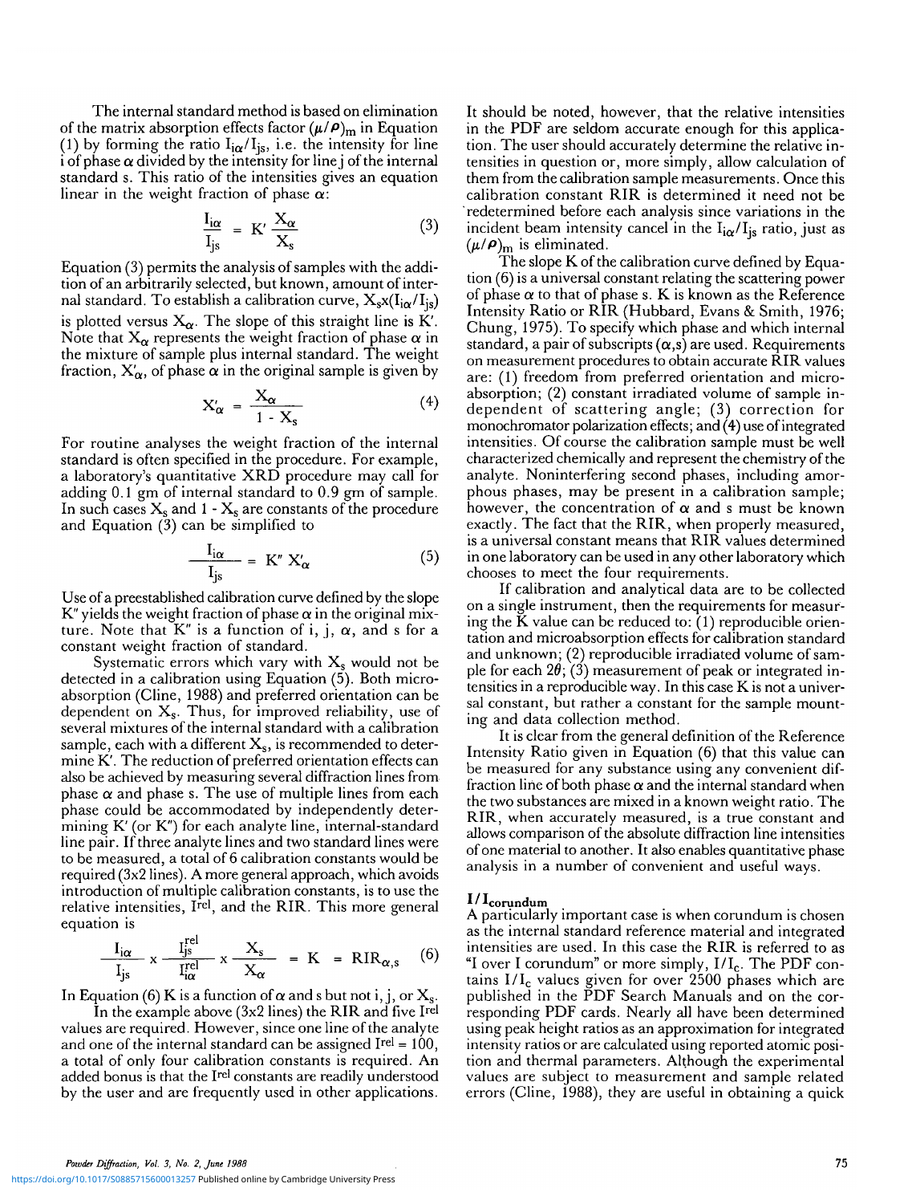The internal standard method is based on elimination of the matrix absorption effects factor $(\mu/\rho)_m$ in Equation (1) by forming the ratio $I_{i\alpha}/I_{js}$, i.e. the intensity for line i of phase $\alpha$ divided by the intensity for line j of the internal standard s. This ratio of the intensities gives an equation linear in the weight fraction of phase $\alpha$:

$$\frac{I_{i\alpha}}{I_{js}} = K' \frac{X_\alpha}{X_s} \quad (3)$$

Equation (3) permits the analysis of samples with the addition of an arbitrarily selected, but known, amount of internal standard. To establish a calibration curve, $X_s x (I_{i\alpha}/I_{js})$ is plotted versus $X_\alpha$. The slope of this straight line is K'. Note that $X_\alpha$ represents the weight fraction of phase $\alpha$ in the mixture of sample plus internal standard. The weight fraction, $X'_\alpha$, of phase $\alpha$ in the original sample is given by

$$X'_\alpha = \frac{X_\alpha}{1 - X_s} \quad (4)$$

For routine analyses the weight fraction of the internal standard is often specified in the procedure. For example, a laboratory's quantitative XRD procedure may call for adding 0.1 gm of internal standard to 0.9 gm of sample. In such cases $X_s$ and $1 - X_s$ are constants of the procedure and Equation (3) can be simplified to

$$\frac{I_{i\alpha}}{I_{js}} = K'' X'_\alpha \quad (5)$$

Use of a preestablished calibration curve defined by the slope K″ yields the weight fraction of phase $\alpha$ in the original mixture. Note that K″ is a function of i, j, $\alpha$, and s for a constant weight fraction of standard.

Systematic errors which vary with $X_s$ would not be detected in a calibration using Equation (5). Both microabsorption (Cline, 1988) and preferred orientation can be dependent on $X_s$. Thus, for improved reliability, use of several mixtures of the internal standard with a calibration sample, each with a different $X_s$, is recommended to determine K'. The reduction of preferred orientation effects can also be achieved by measuring several diffraction lines from phase $\alpha$ and phase s. The use of multiple lines from each phase could be accommodated by independently determining K' (or K″) for each analyte line, internal-standard line pair. If three analyte lines and two standard lines were to be measured, a total of 6 calibration constants would be required (3x2 lines). A more general approach, which avoids introduction of multiple calibration constants, is to use the relative intensities, $I^{rel}$, and the RIR. This more general equation is

$$\frac{I_{i\alpha}}{I_{js}} \times \frac{I^{rel}_{js}}{I^{rel}_{i\alpha}} \times \frac{X_s}{X_\alpha} = K = RIR_{\alpha,s} \quad (6)$$

In Equation (6) K is a function of $\alpha$ and s but not i, j, or $X_s$.

In the example above (3x2 lines) the RIR and five $I^{rel}$ values are required. However, since one line of the analyte and one of the internal standard can be assigned $I^{rel} = 100$, a total of only four calibration constants is required. An added bonus is that the $I^{rel}$ constants are readily understood by the user and are frequently used in other applications. It should be noted, however, that the relative intensities in the PDF are seldom accurate enough for this application. The user should accurately determine the relative intensities in question or, more simply, allow calculation of them from the calibration sample measurements. Once this calibration constant RIR is determined it need not be redetermined before each analysis since variations in the incident beam intensity cancel in the $I_{i\alpha}/I_{js}$ ratio, just as $(\mu/\rho)_m$ is eliminated.

The slope K of the calibration curve defined by Equation (6) is a universal constant relating the scattering power of phase $\alpha$ to that of phase s. K is known as the Reference Intensity Ratio or RIR (Hubbard, Evans & Smith, 1976; Chung, 1975). To specify which phase and which internal standard, a pair of subscripts $(\alpha,s)$ are used. Requirements on measurement procedures to obtain accurate RIR values are: (1) freedom from preferred orientation and microabsorption; (2) constant irradiated volume of sample independent of scattering angle; (3) correction for monochromator polarization effects; and (4) use of integrated intensities. Of course the calibration sample must be well characterized chemically and represent the chemistry of the analyte. Noninterfering second phases, including amorphous phases, may be present in a calibration sample; however, the concentration of $\alpha$ and s must be known exactly. The fact that the RIR, when properly measured, is a universal constant means that RIR values determined in one laboratory can be used in any other laboratory which chooses to meet the four requirements.

If calibration and analytical data are to be collected on a single instrument, then the requirements for measuring the K value can be reduced to: (1) reproducible orientation and microabsorption effects for calibration standard and unknown; (2) reproducible irradiated volume of sample for each $2\theta$; (3) measurement of peak or integrated intensities in a reproducible way. In this case K is not a universal constant, but rather a constant for the sample mounting and data collection method.

It is clear from the general definition of the Reference Intensity Ratio given in Equation (6) that this value can be measured for any substance using any convenient diffraction line of both phase $\alpha$ and the internal standard when the two substances are mixed in a known weight ratio. The RIR, when accurately measured, is a true constant and allows comparison of the absolute diffraction line intensities of one material to another. It also enables quantitative phase analysis in a number of convenient and useful ways.

### $I/I_{corundum}$

A particularly important case is when corundum is chosen as the internal standard reference material and integrated intensities are used. In this case the RIR is referred to as "I over I corundum" or more simply, $I/I_c$. The PDF contains $I/I_c$ values given for over 2500 phases which are published in the PDF Search Manuals and on the corresponding PDF cards. Nearly all have been determined using peak height ratios as an approximation for integrated intensity ratios or are calculated using reported atomic position and thermal parameters. Although the experimental values are subject to measurement and sample related errors (Cline, 1988), they are useful in obtaining a quick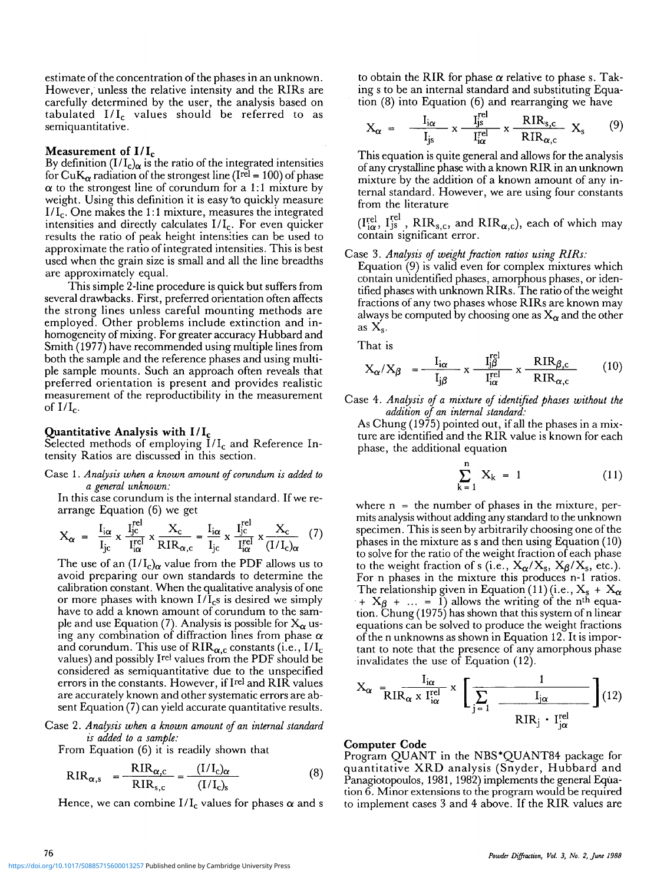estimate of the concentration of the phases in an unknown. However, unless the relative intensity and the RIRs are carefully determined by the user, the analysis based on tabulated $I/I_c$ values should be referred to as semiquantitative.

## Measurement of $I/I_c$

By definition $(I/I_c)_\alpha$ is the ratio of the integrated intensities for $CuK_\alpha$ radiation of the strongest line ($I^{rel} = 100$) of phase $\alpha$ to the strongest line of corundum for a 1:1 mixture by weight. Using this definition it is easy to quickly measure $I/I_c$. One makes the 1:1 mixture, measures the integrated intensities and directly calculates $I/I_c$. For even quicker results the ratio of peak height intensities can be used to approximate the ratio of integrated intensities. This is best used when the grain size is small and all the line breadths are approximately equal.

This simple 2-line procedure is quick but suffers from several drawbacks. First, preferred orientation often affects the strong lines unless careful mounting methods are employed. Other problems include extinction and inhomogeneity of mixing. For greater accuracy Hubbard and Smith (1977) have recommended using multiple lines from both the sample and the reference phases and using multiple sample mounts. Such an approach often reveals that preferred orientation is present and provides realistic measurement of the reproductibility in the measurement of $I/I_c$.

## Quantitative Analysis with $I/I_c$

Selected methods of employing $I/I_c$ and Reference Intensity Ratios are discussed in this section.

Case 1. *Analysis when a known amount of corundum is added to a general unknown:*

In this case corundum is the internal standard. If we rearrange Equation (6) we get

$$X_\alpha = \frac{I_{i\alpha}}{I_{jc}} \times \frac{I_{jc}^{rel}}{I_{i\alpha}^{rel}} \times \frac{X_c}{RIR_{\alpha,c}} = \frac{I_{i\alpha}}{I_{jc}} \times \frac{I_{jc}^{rel}}{I_{i\alpha}^{rel}} \times \frac{X_c}{(I/I_c)_\alpha} \qquad (7)$$

The use of an $(I/I_c)_\alpha$ value from the PDF allows us to avoid preparing our own standards to determine the calibration constant. When the qualitative analysis of one or more phases with known $I/I_c$s is desired we simply have to add a known amount of corundum to the sample and use Equation (7). Analysis is possible for $X_\alpha$ using any combination of diffraction lines from phase $\alpha$ and corundum. This use of $RIR_{\alpha,c}$ constants (i.e., $I/I_c$ values) and possibly $I^{rel}$ values from the PDF should be considered as semiquantitative due to the unspecified errors in the constants. However, if $I^{rel}$ and RIR values are accurately known and other systematic errors are absent Equation (7) can yield accurate quantitative results.

Case 2. *Analysis when a known amount of an internal standard is added to a sample:*

From Equation (6) it is readily shown that

$$RIR_{\alpha,s} = \frac{RIR_{\alpha,c}}{RIR_{s,c}} = \frac{(I/I_c)_\alpha}{(I/I_c)_s} \qquad (8)$$

Hence, we can combine $I/I_c$ values for phases $\alpha$ and s to obtain the RIR for phase $\alpha$ relative to phase s. Taking s to be an internal standard and substituting Equation (8) into Equation (6) and rearranging we have

$$X_\alpha = \frac{I_{i\alpha}}{I_{js}} \times \frac{I_{js}^{rel}}{I_{i\alpha}^{rel}} \times \frac{RIR_{s,c}}{RIR_{\alpha,c}} X_s \qquad (9)$$

This equation is quite general and allows for the analysis of any crystalline phase with a known RIR in an unknown mixture by the addition of a known amount of any internal standard. However, we are using four constants from the literature

($I_{i\alpha}^{rel}$, $I_{js}^{rel}$ , $RIR_{s,c}$, and $RIR_{\alpha,c}$), each of which may contain significant error.

Case 3. *Analysis of weight fraction ratios using RIRs:*

Equation (9) is valid even for complex mixtures which contain unidentified phases, amorphous phases, or identified phases with unknown RIRs. The ratio of the weight fractions of any two phases whose RIRs are known may always be computed by choosing one as $X_\alpha$ and the other as $X_s$.

That is

$$X_\alpha / X_\beta = \frac{I_{i\alpha}}{I_{j\beta}} \times \frac{I_{j\beta}^{rel}}{I_{i\alpha}^{rel}} \times \frac{RIR_{\beta,c}}{RIR_{\alpha,c}} \qquad (10)$$

Case 4. *Analysis of a mixture of identified phases without the addition of an internal standard:*

As Chung (1975) pointed out, if all the phases in a mixture are identified and the RIR value is known for each phase, the additional equation

$$\sum_{k=1}^{n} X_k = 1 \qquad (11)$$

where n = the number of phases in the mixture, permits analysis without adding any standard to the unknown specimen. This is seen by arbitrarily choosing one of the phases in the mixture as s and then using Equation (10) to solve for the ratio of the weight fraction of each phase to the weight fraction of s (i.e., $X_\alpha/X_s$, $X_\beta/X_s$, etc.). For n phases in the mixture this produces n-1 ratios. The relationship given in Equation (11) (i.e., $X_s + X_\alpha + X_\beta + \ldots = 1$) allows the writing of the $n^{th}$ equation. Chung (1975) has shown that this system of n linear equations can be solved to produce the weight fractions of the n unknowns as shown in Equation 12. It is important to note that the presence of any amorphous phase invalidates the use of Equation (12).

$$X_\alpha = \frac{I_{i\alpha}}{RIR_\alpha \times I_{i\alpha}^{rel}} \times \left[ \frac{1}{\sum_{j=1} \dfrac{I_{j\alpha}}{RIR_j \cdot I_{j\alpha}^{rel}}} \right] \qquad (12)$$

## Computer Code

Program QUANT in the NBS*QUANT84 package for quantitative XRD analysis (Snyder, Hubbard and Panagiotopoulos, 1981, 1982) implements the general Equation 6. Minor extensions to the program would be required to implement cases 3 and 4 above. If the RIR values are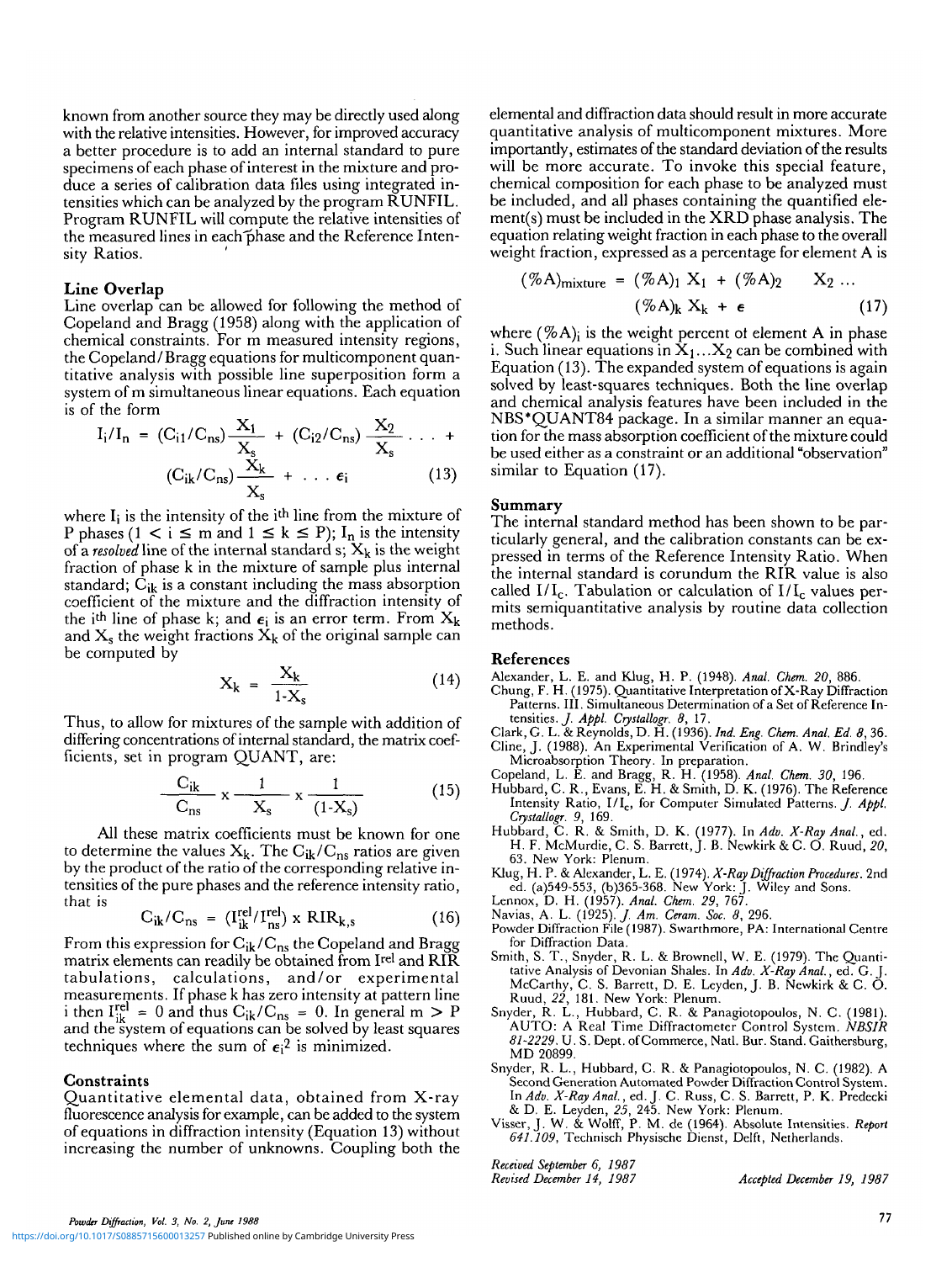known from another source they may be directly used along with the relative intensities. However, for improved accuracy a better procedure is to add an internal standard to pure specimens of each phase of interest in the mixture and produce a series of calibration data files using integrated intensities which can be analyzed by the program RUNFIL. Program RUNFIL will compute the relative intensities of the measured lines in each phase and the Reference Intensity Ratios.

## Line Overlap

Line overlap can be allowed for following the method of Copeland and Bragg (1958) along with the application of chemical constraints. For m measured intensity regions, the Copeland/Bragg equations for multicomponent quantitative analysis with possible line superposition form a system of m simultaneous linear equations. Each equation is of the form

$$I_i/I_n = (C_{i1}/C_{ns})\frac{X_1}{X_s} + (C_{i2}/C_{ns})\frac{X_2}{X_s}\ldots + (C_{ik}/C_{ns})\frac{X_k}{X_s} + \ldots \epsilon_i \qquad (13)$$

where $I_i$ is the intensity of the $i^{th}$ line from the mixture of P phases ($1 < i \leq m$ and $1 \leq k \leq P$); $I_n$ is the intensity of a *resolved* line of the internal standard s; $X_k$ is the weight fraction of phase k in the mixture of sample plus internal standard; $C_{ik}$ is a constant including the mass absorption coefficient of the mixture and the diffraction intensity of the $i^{th}$ line of phase k; and $\epsilon_i$ is an error term. From $X_k$ and $X_s$ the weight fractions $X_k$ of the original sample can be computed by

$$X_k = \frac{X_k}{1\text{-}X_s} \qquad (14)$$

Thus, to allow for mixtures of the sample with addition of differing concentrations of internal standard, the matrix coefficients, set in program QUANT, are:

$$\frac{C_{ik}}{C_{ns}} \times \frac{1}{X_s} \times \frac{1}{(1\text{-}X_s)} \qquad (15)$$

All these matrix coefficients must be known for one to determine the values $X_k$. The $C_{ik}/C_{ns}$ ratios are given by the product of the ratio of the corresponding relative intensities of the pure phases and the reference intensity ratio, that is

$$C_{ik}/C_{ns} = (I_{ik}^{rel}/I_{ns}^{rel}) \times RIR_{k,s} \qquad (16)$$

From this expression for $C_{ik}/C_{ns}$ the Copeland and Bragg matrix elements can readily be obtained from $I^{rel}$ and RIR tabulations, calculations, and/or experimental measurements. If phase k has zero intensity at pattern line i then $I_{ik}^{rel} = 0$ and thus $C_{ik}/C_{ns} = 0$. In general $m > P$ and the system of equations can be solved by least squares techniques where the sum of $\epsilon_i^2$ is minimized.

## Constraints

Quantitative elemental data, obtained from X-ray fluorescence analysis for example, can be added to the system of equations in diffraction intensity (Equation 13) without increasing the number of unknowns. Coupling both the elemental and diffraction data should result in more accurate quantitative analysis of multicomponent mixtures. More importantly, estimates of the standard deviation of the results will be more accurate. To invoke this special feature, chemical composition for each phase to be analyzed must be included, and all phases containing the quantified element(s) must be included in the XRD phase analysis. The equation relating weight fraction in each phase to the overall weight fraction, expressed as a percentage for element A is

$$(\%A)_{mixture} = (\%A)_1 X_1 + (\%A)_2 \quad X_2 \ldots (\%A)_k X_k + \epsilon \qquad (17)$$

where $(\%A)_i$ is the weight percent of element A in phase i. Such linear equations in $X_1 \ldots X_2$ can be combined with Equation (13). The expanded system of equations is again solved by least-squares techniques. Both the line overlap and chemical analysis features have been included in the NBS*QUANT84 package. In a similar manner an equation for the mass absorption coefficient of the mixture could be used either as a constraint or an additional "observation" similar to Equation (17).

## Summary

The internal standard method has been shown to be particularly general, and the calibration constants can be expressed in terms of the Reference Intensity Ratio. When the internal standard is corundum the RIR value is also called $I/I_c$. Tabulation or calculation of $I/I_c$ values permits semiquantitative analysis by routine data collection methods.

## References

Alexander, L. E. and Klug, H. P. (1948). *Anal. Chem. 20*, 886.

Chung, F. H. (1975). Quantitative Interpretation of X-Ray Diffraction Patterns. III. Simultaneous Determination of a Set of Reference Intensities. *J. Appl. Crystallogr. 8*, 17.

Clark, G. L. & Reynolds, D. H. (1936). *Ind. Eng. Chem. Anal. Ed. 8*, 36.

Cline, J. (1988). An Experimental Verification of A. W. Brindley's Microabsorption Theory. In preparation.

Copeland, L. E. and Bragg, R. H. (1958). *Anal. Chem. 30*, 196.

Hubbard, C. R., Evans, E. H. & Smith, D. K. (1976). The Reference Intensity Ratio, $I/I_c$, for Computer Simulated Patterns. *J. Appl. Crystallogr. 9*, 169.

Hubbard, C. R. & Smith, D. K. (1977). In *Adv. X-Ray Anal.*, ed. H. F. McMurdie, C. S. Barrett, J. B. Newkirk & C. O. Ruud, *20*, 63. New York: Plenum.

Klug, H. P. & Alexander, L. E. (1974). *X-Ray Diffraction Procedures*. 2nd ed. (a)549-553, (b)365-368. New York: J. Wiley and Sons.

Lennox, D. H. (1957). *Anal. Chem. 29*, 767.

Navias, A. L. (1925). *J. Am. Ceram. Soc. 8*, 296.

Powder Diffraction File (1987). Swarthmore, PA: International Centre for Diffraction Data.

Smith, S. T., Snyder, R. L. & Brownell, W. E. (1979). The Quantitative Analysis of Devonian Shales. In *Adv. X-Ray Anal.*, ed. G. J. McCarthy, C. S. Barrett, D. E. Leyden, J. B. Newkirk & C. O. Ruud, *22*, 181. New York: Plenum.

Snyder, R. L., Hubbard, C. R. & Panagiotopoulos, N. C. (1981). AUTO: A Real Time Diffractometer Control System. *NBSIR 81-2229*. U. S. Dept. of Commerce, Natl. Bur. Stand. Gaithersburg, MD 20899.

Snyder, R. L., Hubbard, C. R. & Panagiotopoulos, N. C. (1982). A Second Generation Automated Powder Diffraction Control System. In *Adv. X-Ray Anal.*, ed. J. C. Russ, C. S. Barrett, P. K. Predecki & D. E. Leyden, *25*, 245. New York: Plenum.

Visser, J. W. & Wolff, P. M. de (1964). Absolute Intensities. *Report 641.109*, Technisch Physische Dienst, Delft, Netherlands.

*Received September 6, 1987*
*Revised December 14, 1987*
*Accepted December 19, 1987*